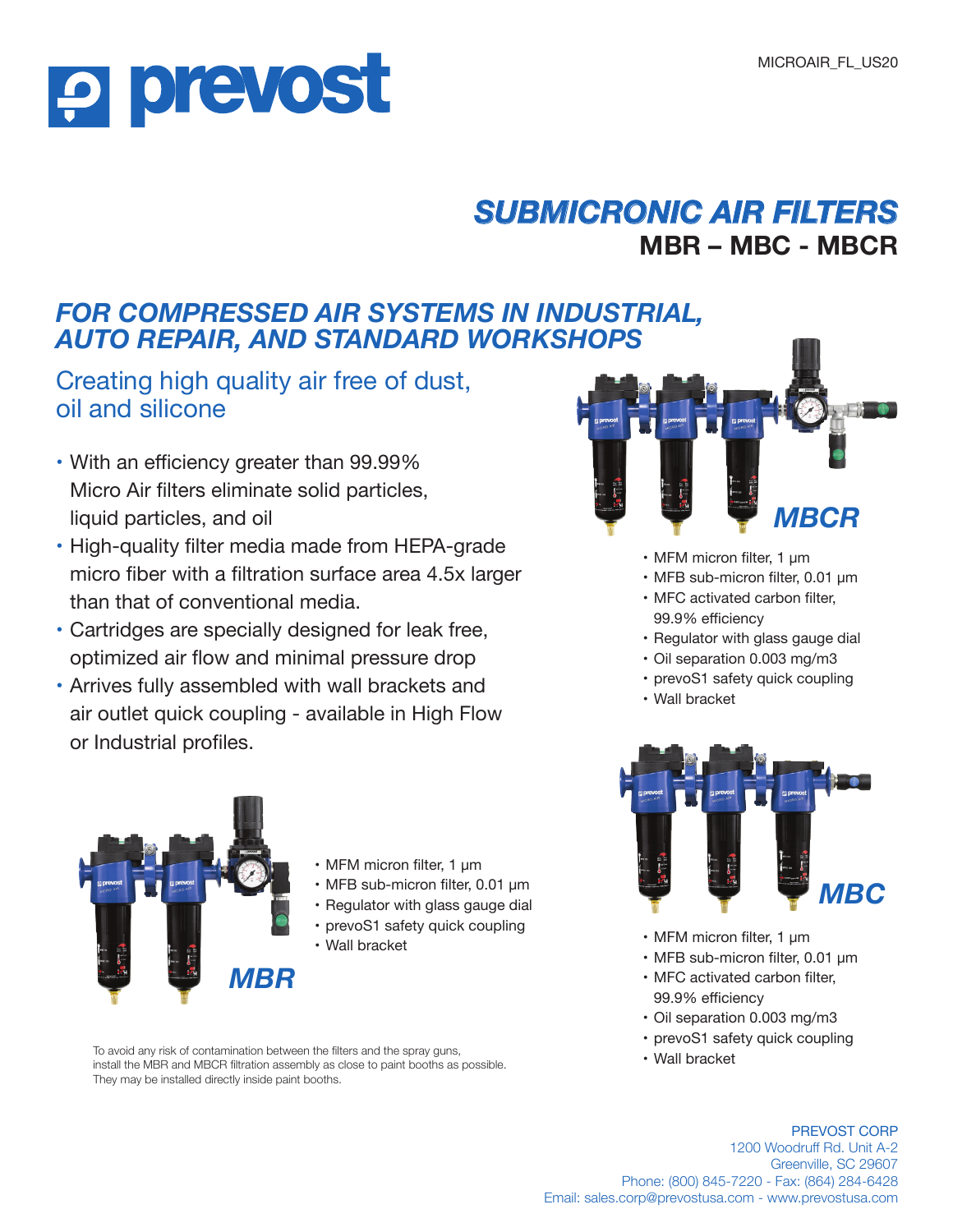MICROAIR_FL_US20

# prevost

## SUBMICRONIC AIR FILTERS

### MBR – MBC - MBCR

## FOR COMPRESSED AIR SYSTEMS IN INDUSTRIAL, AUTO REPAIR, AND STANDARD WORKSHOPS

### Creating high quality air free of dust, oil and silicone

- With an efficiency greater than 99.99% Micro Air filters eliminate solid particles, liquid particles, and oil
- High-quality filter media made from HEPA-grade micro fiber with a filtration surface area 4.5x larger than that of conventional media.
- Cartridges are specially designed for leak free, optimized air flow and minimal pressure drop
- Arrives fully assembled with wall brackets and air outlet quick coupling - available in High Flow or Industrial profiles.

### MBCR

- MFM micron filter, 1 µm
- MFB sub-micron filter, 0.01 µm
- MFC activated carbon filter, 99.9% efficiency
- Regulator with glass gauge dial
- Oil separation 0.003 mg/m3
- prevoS1 safety quick coupling
- Wall bracket

### MBR

- MFM micron filter, 1 µm
- MFB sub-micron filter, 0.01 µm
- Regulator with glass gauge dial
- prevoS1 safety quick coupling
- Wall bracket

### MBC

- MFM micron filter, 1 µm
- MFB sub-micron filter, 0.01 µm
- MFC activated carbon filter, 99.9% efficiency
- Oil separation 0.003 mg/m3
- prevoS1 safety quick coupling
- Wall bracket

To avoid any risk of contamination between the filters and the spray guns, install the MBR and MBCR filtration assembly as close to paint booths as possible. They may be installed directly inside paint booths.

PREVOST CORP
1200 Woodruff Rd. Unit A-2
Greenville, SC 29607
Phone: (800) 845-7220 - Fax: (864) 284-6428
Email: sales.corp@prevostusa.com - www.prevostusa.com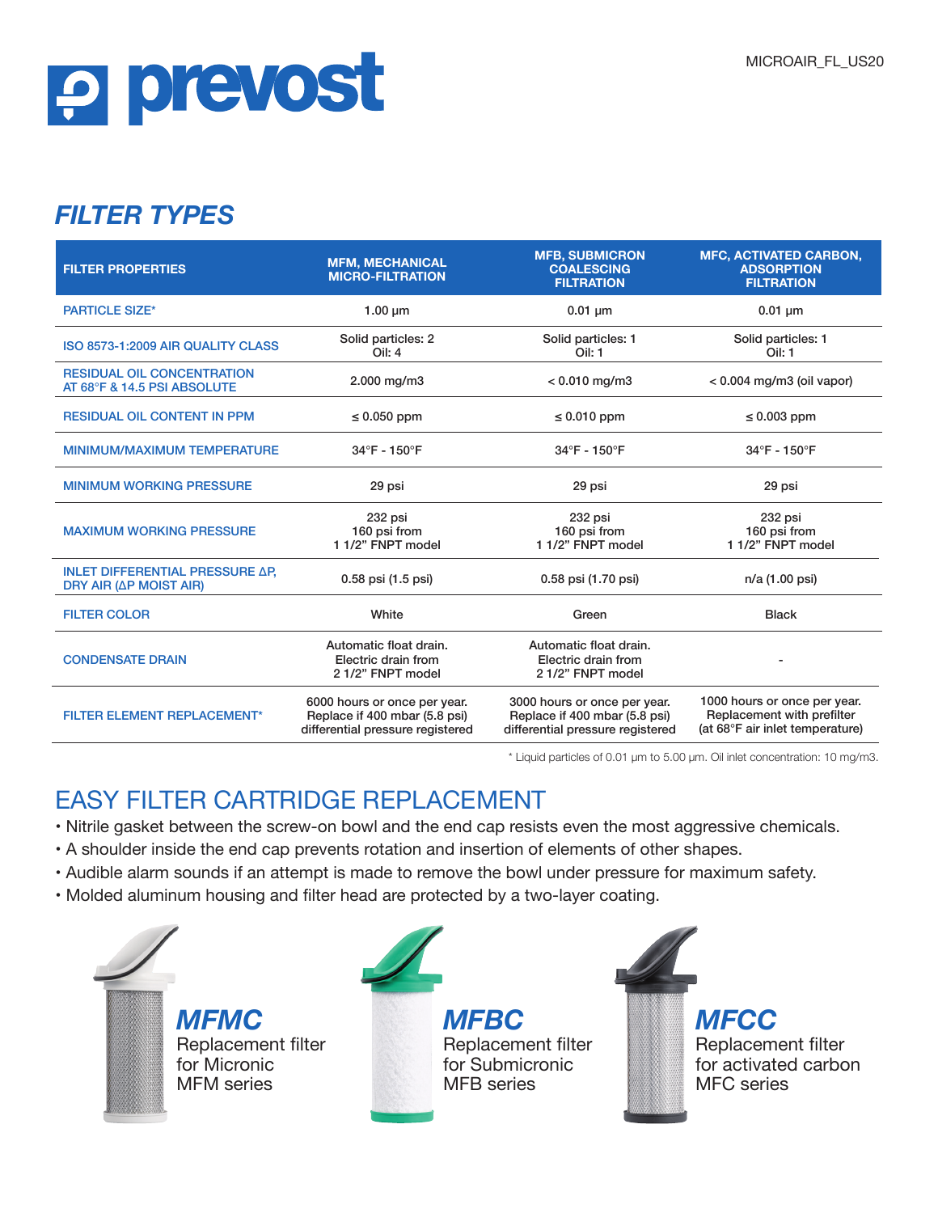# prevost

MICROAIR_FL_US20

## FILTER TYPES

| FILTER PROPERTIES | MFM, MECHANICAL MICRO-FILTRATION | MFB, SUBMICRON COALESCING FILTRATION | MFC, ACTIVATED CARBON, ADSORPTION FILTRATION |
|---|---|---|---|
| PARTICLE SIZE* | 1.00 µm | 0.01 µm | 0.01 µm |
| ISO 8573-1:2009 AIR QUALITY CLASS | Solid particles: 2<br>Oil: 4 | Solid particles: 1<br>Oil: 1 | Solid particles: 1<br>Oil: 1 |
| RESIDUAL OIL CONCENTRATION AT 68°F & 14.5 PSI ABSOLUTE | 2.000 mg/m3 | < 0.010 mg/m3 | < 0.004 mg/m3 (oil vapor) |
| RESIDUAL OIL CONTENT IN PPM | ≤ 0.050 ppm | ≤ 0.010 ppm | ≤ 0.003 ppm |
| MINIMUM/MAXIMUM TEMPERATURE | 34°F - 150°F | 34°F - 150°F | 34°F - 150°F |
| MINIMUM WORKING PRESSURE | 29 psi | 29 psi | 29 psi |
| MAXIMUM WORKING PRESSURE | 232 psi<br>160 psi from<br>1 1/2" FNPT model | 232 psi<br>160 psi from<br>1 1/2" FNPT model | 232 psi<br>160 psi from<br>1 1/2" FNPT model |
| INLET DIFFERENTIAL PRESSURE ΔP, DRY AIR (ΔP MOIST AIR) | 0.58 psi (1.5 psi) | 0.58 psi (1.70 psi) | n/a (1.00 psi) |
| FILTER COLOR | White | Green | Black |
| CONDENSATE DRAIN | Automatic float drain.<br>Electric drain from<br>2 1/2" FNPT model | Automatic float drain.<br>Electric drain from<br>2 1/2" FNPT model | - |
| FILTER ELEMENT REPLACEMENT* | 6000 hours or once per year.<br>Replace if 400 mbar (5.8 psi)<br>differential pressure registered | 3000 hours or once per year.<br>Replace if 400 mbar (5.8 psi)<br>differential pressure registered | 1000 hours or once per year.<br>Replacement with prefilter<br>(at 68°F air inlet temperature) |

\* Liquid particles of 0.01 µm to 5.00 µm. Oil inlet concentration: 10 mg/m3.

## EASY FILTER CARTRIDGE REPLACEMENT

- Nitrile gasket between the screw-on bowl and the end cap resists even the most aggressive chemicals.
- A shoulder inside the end cap prevents rotation and insertion of elements of other shapes.
- Audible alarm sounds if an attempt is made to remove the bowl under pressure for maximum safety.
- Molded aluminum housing and filter head are protected by a two-layer coating.

**MFMC**
Replacement filter for Micronic MFM series

**MFBC**
Replacement filter for Submicronic MFB series

**MFCC**
Replacement filter for activated carbon MFC series